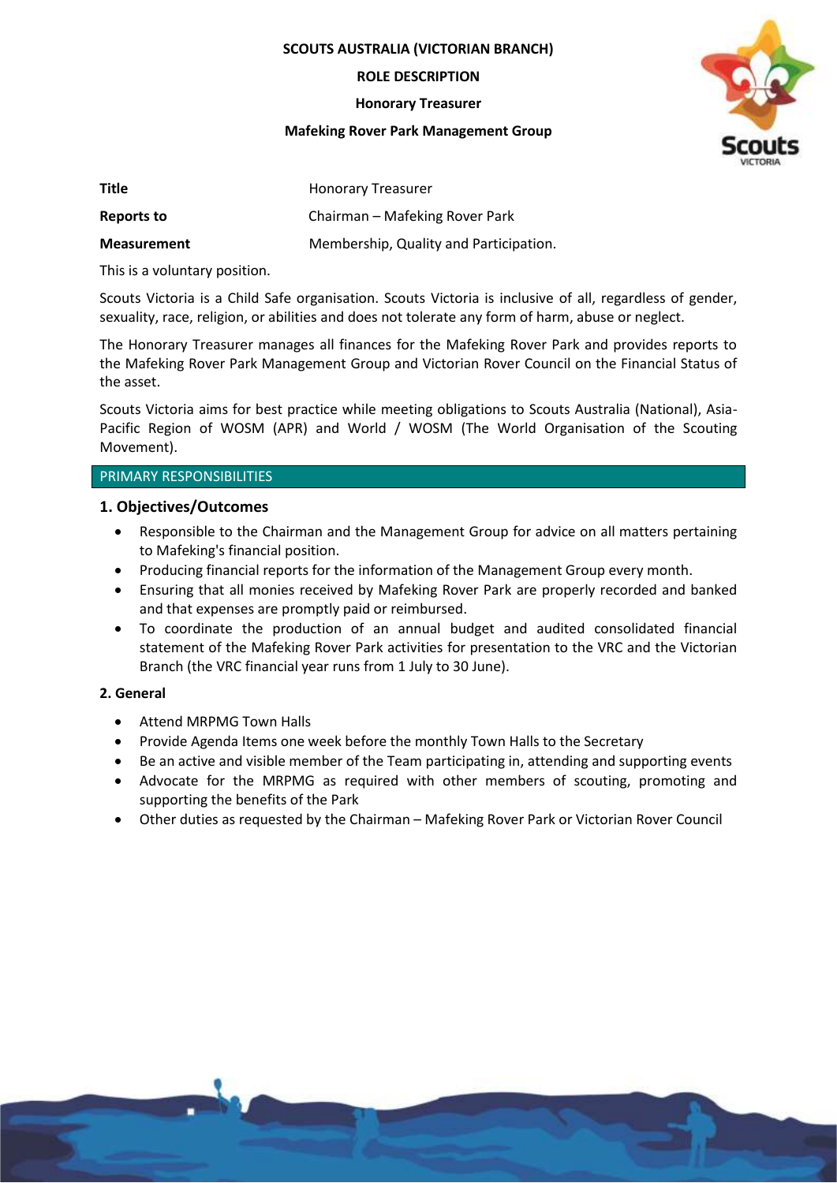**SCOUTS AUSTRALIA (VICTORIAN BRANCH)**

**ROLE DESCRIPTION**

**Honorary Treasurer**

**Mafeking Rover Park Management Group**

| | |
|---|---|
| **Title** | Honorary Treasurer |
| **Reports to** | Chairman – Mafeking Rover Park |
| **Measurement** | Membership, Quality and Participation. |

This is a voluntary position.

Scouts Victoria is a Child Safe organisation. Scouts Victoria is inclusive of all, regardless of gender, sexuality, race, religion, or abilities and does not tolerate any form of harm, abuse or neglect.

The Honorary Treasurer manages all finances for the Mafeking Rover Park and provides reports to the Mafeking Rover Park Management Group and Victorian Rover Council on the Financial Status of the asset.

Scouts Victoria aims for best practice while meeting obligations to Scouts Australia (National), Asia-Pacific Region of WOSM (APR) and World / WOSM (The World Organisation of the Scouting Movement).

## PRIMARY RESPONSIBILITIES

### 1. Objectives/Outcomes

- Responsible to the Chairman and the Management Group for advice on all matters pertaining to Mafeking's financial position.
- Producing financial reports for the information of the Management Group every month.
- Ensuring that all monies received by Mafeking Rover Park are properly recorded and banked and that expenses are promptly paid or reimbursed.
- To coordinate the production of an annual budget and audited consolidated financial statement of the Mafeking Rover Park activities for presentation to the VRC and the Victorian Branch (the VRC financial year runs from 1 July to 30 June).

### 2. General

- Attend MRPMG Town Halls
- Provide Agenda Items one week before the monthly Town Halls to the Secretary
- Be an active and visible member of the Team participating in, attending and supporting events
- Advocate for the MRPMG as required with other members of scouting, promoting and supporting the benefits of the Park
- Other duties as requested by the Chairman – Mafeking Rover Park or Victorian Rover Council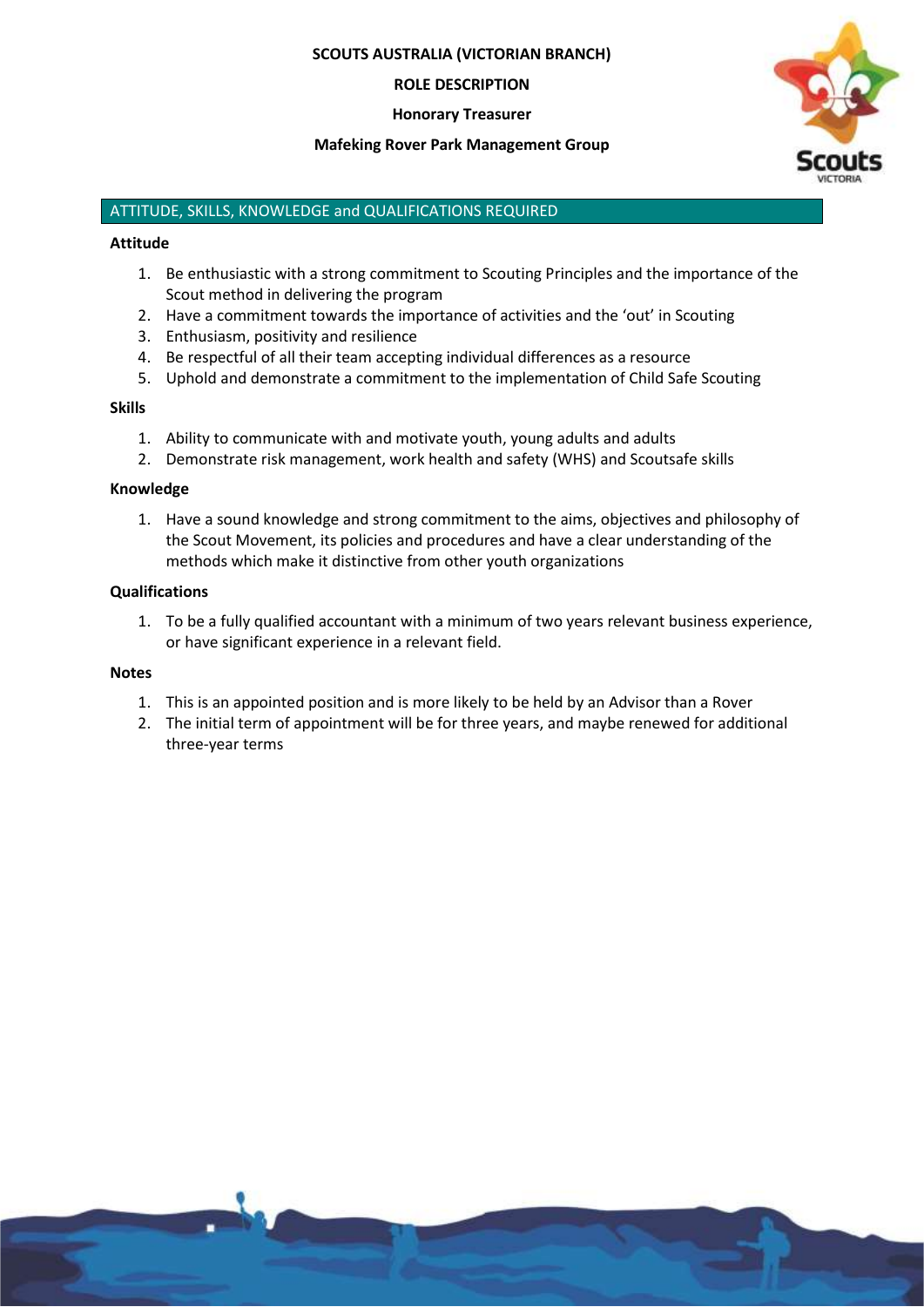**SCOUTS AUSTRALIA (VICTORIAN BRANCH)**

**ROLE DESCRIPTION**

**Honorary Treasurer**

**Mafeking Rover Park Management Group**

## ATTITUDE, SKILLS, KNOWLEDGE and QUALIFICATIONS REQUIRED

### Attitude

1. Be enthusiastic with a strong commitment to Scouting Principles and the importance of the Scout method in delivering the program
2. Have a commitment towards the importance of activities and the 'out' in Scouting
3. Enthusiasm, positivity and resilience
4. Be respectful of all their team accepting individual differences as a resource
5. Uphold and demonstrate a commitment to the implementation of Child Safe Scouting

### Skills

1. Ability to communicate with and motivate youth, young adults and adults
2. Demonstrate risk management, work health and safety (WHS) and Scoutsafe skills

### Knowledge

1. Have a sound knowledge and strong commitment to the aims, objectives and philosophy of the Scout Movement, its policies and procedures and have a clear understanding of the methods which make it distinctive from other youth organizations

### Qualifications

1. To be a fully qualified accountant with a minimum of two years relevant business experience, or have significant experience in a relevant field.

### Notes

1. This is an appointed position and is more likely to be held by an Advisor than a Rover
2. The initial term of appointment will be for three years, and maybe renewed for additional three-year terms